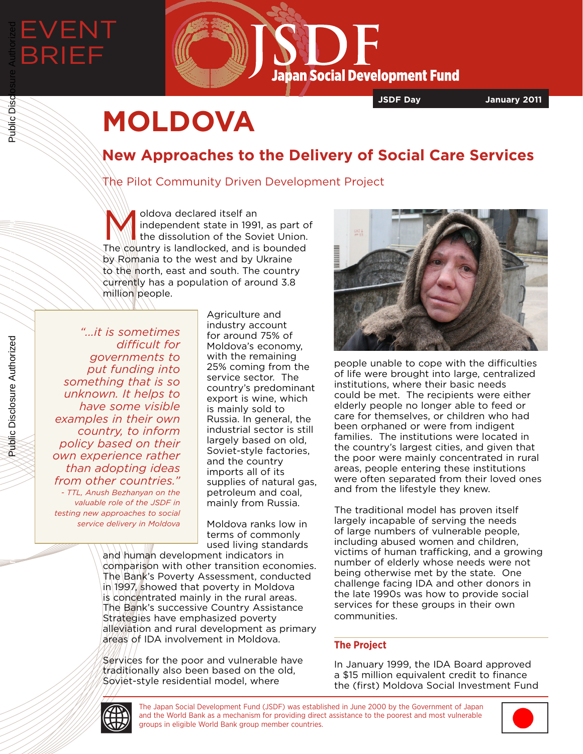EVENT BRIEF

**JSDF** Japan Social Development Fund

**JSDF Day** **January 2011**

# MOLDOVA

## New Approaches to the Delivery of Social Care Services

The Pilot Community Driven Development Project

Moldova declared itself an independent state in 1991, as part of the dissolution of the Soviet Union. The country is landlocked, and is bounded by Romania to the west and by Ukraine to the north, east and south. The country currently has a population of around 3.8 million people.

> *"...it is sometimes difficult for governments to put funding into something that is so unknown. It helps to have some visible examples in their own country, to inform policy based on their own experience rather than adopting ideas from other countries."*
>
> *- TTL, Anush Bezhanyan on the valuable role of the JSDF in testing new approaches to social service delivery in Moldova*

Agriculture and industry account for around 75% of Moldova's economy, with the remaining 25% coming from the service sector. The country's predominant export is wine, which is mainly sold to Russia. In general, the industrial sector is still largely based on old, Soviet-style factories, and the country imports all of its supplies of natural gas, petroleum and coal, mainly from Russia.

Moldova ranks low in terms of commonly used living standards and human development indicators in comparison with other transition economies. The Bank's Poverty Assessment, conducted in 1997, showed that poverty in Moldova is concentrated mainly in the rural areas. The Bank's successive Country Assistance Strategies have emphasized poverty alleviation and rural development as primary areas of IDA involvement in Moldova.

Services for the poor and vulnerable have traditionally also been based on the old, Soviet-style residential model, where people unable to cope with the difficulties of life were brought into large, centralized institutions, where their basic needs could be met. The recipients were either elderly people no longer able to feed or care for themselves, or children who had been orphaned or were from indigent families. The institutions were located in the country's largest cities, and given that the poor were mainly concentrated in rural areas, people entering these institutions were often separated from their loved ones and from the lifestyle they knew.

The traditional model has proven itself largely incapable of serving the needs of large numbers of vulnerable people, including abused women and children, victims of human trafficking, and a growing number of elderly whose needs were not being otherwise met by the state. One challenge facing IDA and other donors in the late 1990s was how to provide social services for these groups in their own communities.

### The Project

In January 1999, the IDA Board approved a $15 million equivalent credit to finance the (first) Moldova Social Investment Fund

The Japan Social Development Fund (JSDF) was established in June 2000 by the Government of Japan and the World Bank as a mechanism for providing direct assistance to the poorest and most vulnerable groups in eligible World Bank group member countries.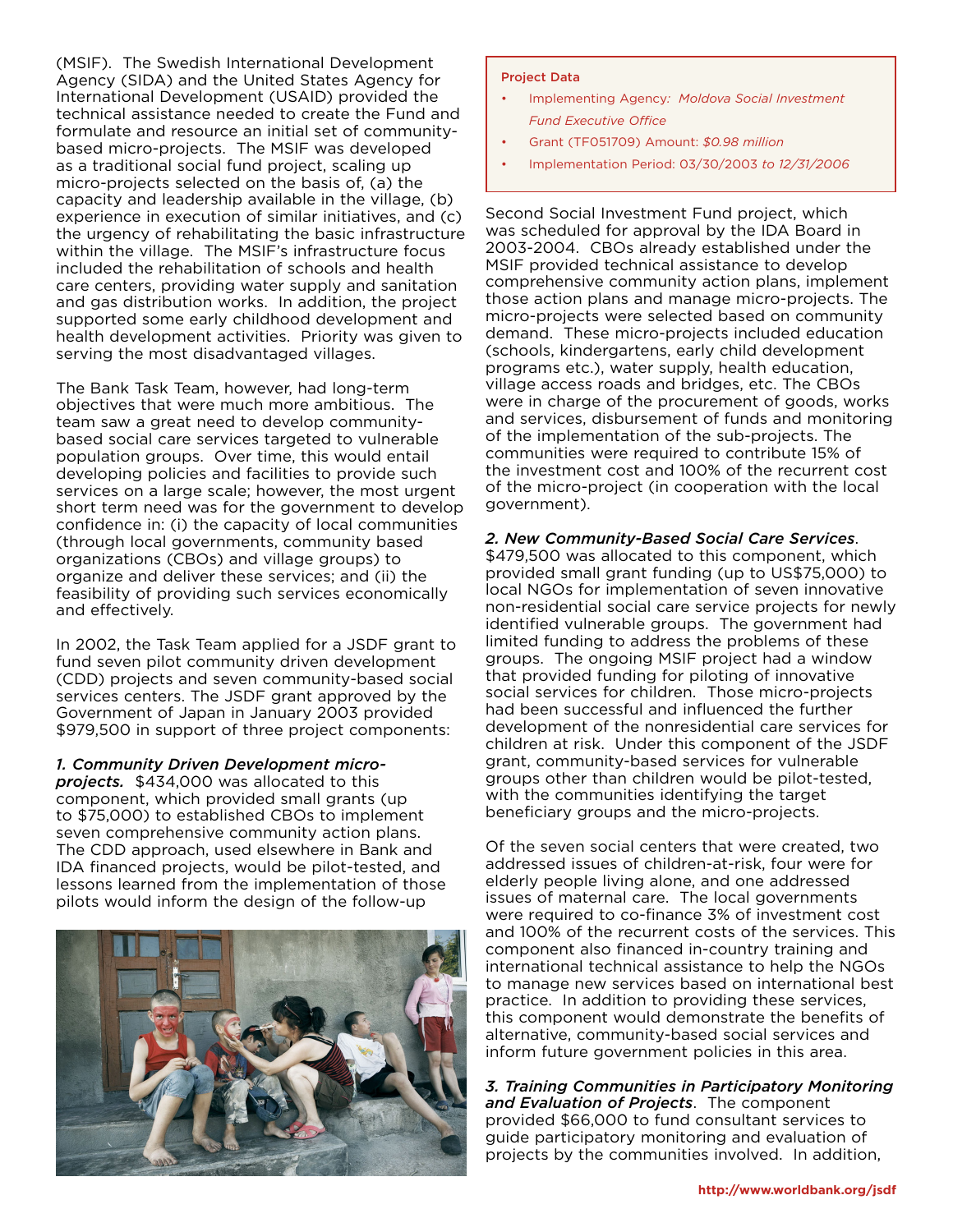(MSIF). The Swedish International Development Agency (SIDA) and the United States Agency for International Development (USAID) provided the technical assistance needed to create the Fund and formulate and resource an initial set of community-based micro-projects. The MSIF was developed as a traditional social fund project, scaling up micro-projects selected on the basis of, (a) the capacity and leadership available in the village, (b) experience in execution of similar initiatives, and (c) the urgency of rehabilitating the basic infrastructure within the village. The MSIF's infrastructure focus included the rehabilitation of schools and health care centers, providing water supply and sanitation and gas distribution works. In addition, the project supported some early childhood development and health development activities. Priority was given to serving the most disadvantaged villages.

The Bank Task Team, however, had long-term objectives that were much more ambitious. The team saw a great need to develop community-based social care services targeted to vulnerable population groups. Over time, this would entail developing policies and facilities to provide such services on a large scale; however, the most urgent short term need was for the government to develop confidence in: (i) the capacity of local communities (through local governments, community based organizations (CBOs) and village groups) to organize and deliver these services; and (ii) the feasibility of providing such services economically and effectively.

In 2002, the Task Team applied for a JSDF grant to fund seven pilot community driven development (CDD) projects and seven community-based social services centers. The JSDF grant approved by the Government of Japan in January 2003 provided $979,500 in support of three project components:

***1. Community Driven Development micro-projects.*** $434,000 was allocated to this component, which provided small grants (up to $75,000) to established CBOs to implement seven comprehensive community action plans. The CDD approach, used elsewhere in Bank and IDA financed projects, would be pilot-tested, and lessons learned from the implementation of those pilots would inform the design of the follow-up Second Social Investment Fund project, which was scheduled for approval by the IDA Board in 2003-2004. CBOs already established under the MSIF provided technical assistance to develop comprehensive community action plans, implement those action plans and manage micro-projects. The micro-projects were selected based on community demand. These micro-projects included education (schools, kindergartens, early child development programs etc.), water supply, health education, village access roads and bridges, etc. The CBOs were in charge of the procurement of goods, works and services, disbursement of funds and monitoring of the implementation of the sub-projects. The communities were required to contribute 15% of the investment cost and 100% of the recurrent cost of the micro-project (in cooperation with the local government).

**Project Data**

- Implementing Agency: *Moldova Social Investment Fund Executive Office*
- Grant (TF051709) Amount: *$0.98 million*
- Implementation Period: 03/30/2003 *to 12/31/2006*

***2. New Community-Based Social Care Services***. $479,500 was allocated to this component, which provided small grant funding (up to US$75,000) to local NGOs for implementation of seven innovative non-residential social care service projects for newly identified vulnerable groups. The government had limited funding to address the problems of these groups. The ongoing MSIF project had a window that provided funding for piloting of innovative social services for children. Those micro-projects had been successful and influenced the further development of the nonresidential care services for children at risk. Under this component of the JSDF grant, community-based services for vulnerable groups other than children would be pilot-tested, with the communities identifying the target beneficiary groups and the micro-projects.

Of the seven social centers that were created, two addressed issues of children-at-risk, four were for elderly people living alone, and one addressed issues of maternal care. The local governments were required to co-finance 3% of investment cost and 100% of the recurrent costs of the services. This component also financed in-country training and international technical assistance to help the NGOs to manage new services based on international best practice. In addition to providing these services, this component would demonstrate the benefits of alternative, community-based social services and inform future government policies in this area.

***3. Training Communities in Participatory Monitoring and Evaluation of Projects***. The component provided $66,000 to fund consultant services to guide participatory monitoring and evaluation of projects by the communities involved. In addition,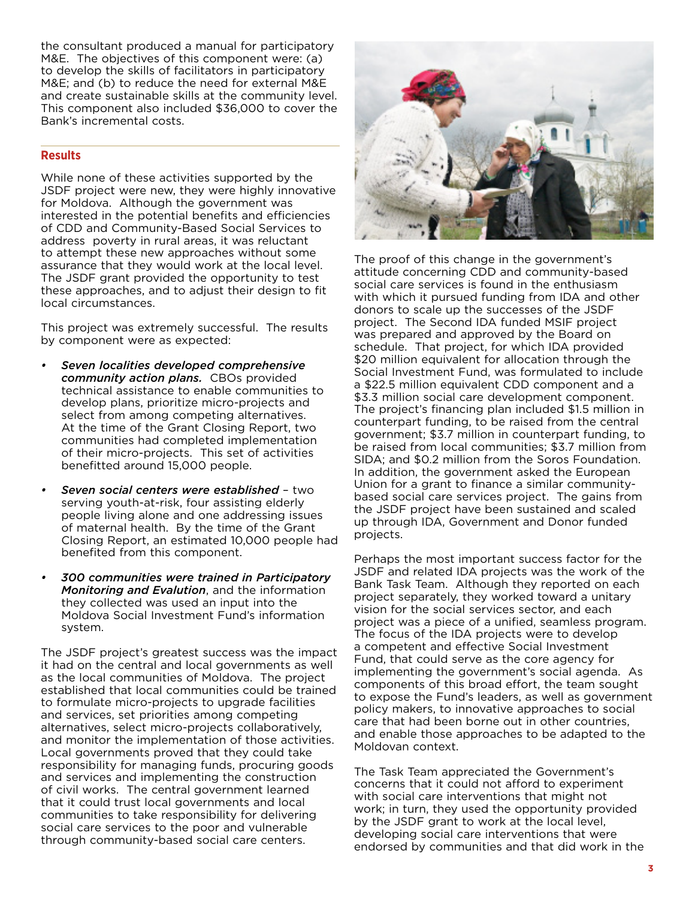the consultant produced a manual for participatory M&E. The objectives of this component were: (a) to develop the skills of facilitators in participatory M&E; and (b) to reduce the need for external M&E and create sustainable skills at the community level. This component also included $36,000 to cover the Bank's incremental costs.

## Results

While none of these activities supported by the JSDF project were new, they were highly innovative for Moldova. Although the government was interested in the potential benefits and efficiencies of CDD and Community-Based Social Services to address poverty in rural areas, it was reluctant to attempt these new approaches without some assurance that they would work at the local level. The JSDF grant provided the opportunity to test these approaches, and to adjust their design to fit local circumstances.

This project was extremely successful. The results by component were as expected:

- ***Seven localities developed comprehensive community action plans.*** CBOs provided technical assistance to enable communities to develop plans, prioritize micro-projects and select from among competing alternatives. At the time of the Grant Closing Report, two communities had completed implementation of their micro-projects. This set of activities benefitted around 15,000 people.
- ***Seven social centers were established*** – two serving youth-at-risk, four assisting elderly people living alone and one addressing issues of maternal health. By the time of the Grant Closing Report, an estimated 10,000 people had benefited from this component.
- ***300 communities were trained in Participatory Monitoring and Evalution***, and the information they collected was used an input into the Moldova Social Investment Fund's information system.

The JSDF project's greatest success was the impact it had on the central and local governments as well as the local communities of Moldova. The project established that local communities could be trained to formulate micro-projects to upgrade facilities and services, set priorities among competing alternatives, select micro-projects collaboratively, and monitor the implementation of those activities. Local governments proved that they could take responsibility for managing funds, procuring goods and services and implementing the construction of civil works. The central government learned that it could trust local governments and local communities to take responsibility for delivering social care services to the poor and vulnerable through community-based social care centers.

The proof of this change in the government's attitude concerning CDD and community-based social care services is found in the enthusiasm with which it pursued funding from IDA and other donors to scale up the successes of the JSDF project. The Second IDA funded MSIF project was prepared and approved by the Board on schedule. That project, for which IDA provided $20 million equivalent for allocation through the Social Investment Fund, was formulated to include a $22.5 million equivalent CDD component and a $3.3 million social care development component. The project's financing plan included $1.5 million in counterpart funding, to be raised from the central government; $3.7 million in counterpart funding, to be raised from local communities; $3.7 million from SIDA; and $0.2 million from the Soros Foundation. In addition, the government asked the European Union for a grant to finance a similar community-based social care services project. The gains from the JSDF project have been sustained and scaled up through IDA, Government and Donor funded projects.

Perhaps the most important success factor for the JSDF and related IDA projects was the work of the Bank Task Team. Although they reported on each project separately, they worked toward a unitary vision for the social services sector, and each project was a piece of a unified, seamless program. The focus of the IDA projects were to develop a competent and effective Social Investment Fund, that could serve as the core agency for implementing the government's social agenda. As components of this broad effort, the team sought to expose the Fund's leaders, as well as government policy makers, to innovative approaches to social care that had been borne out in other countries, and enable those approaches to be adapted to the Moldovan context.

The Task Team appreciated the Government's concerns that it could not afford to experiment with social care interventions that might not work; in turn, they used the opportunity provided by the JSDF grant to work at the local level, developing social care interventions that were endorsed by communities and that did work in the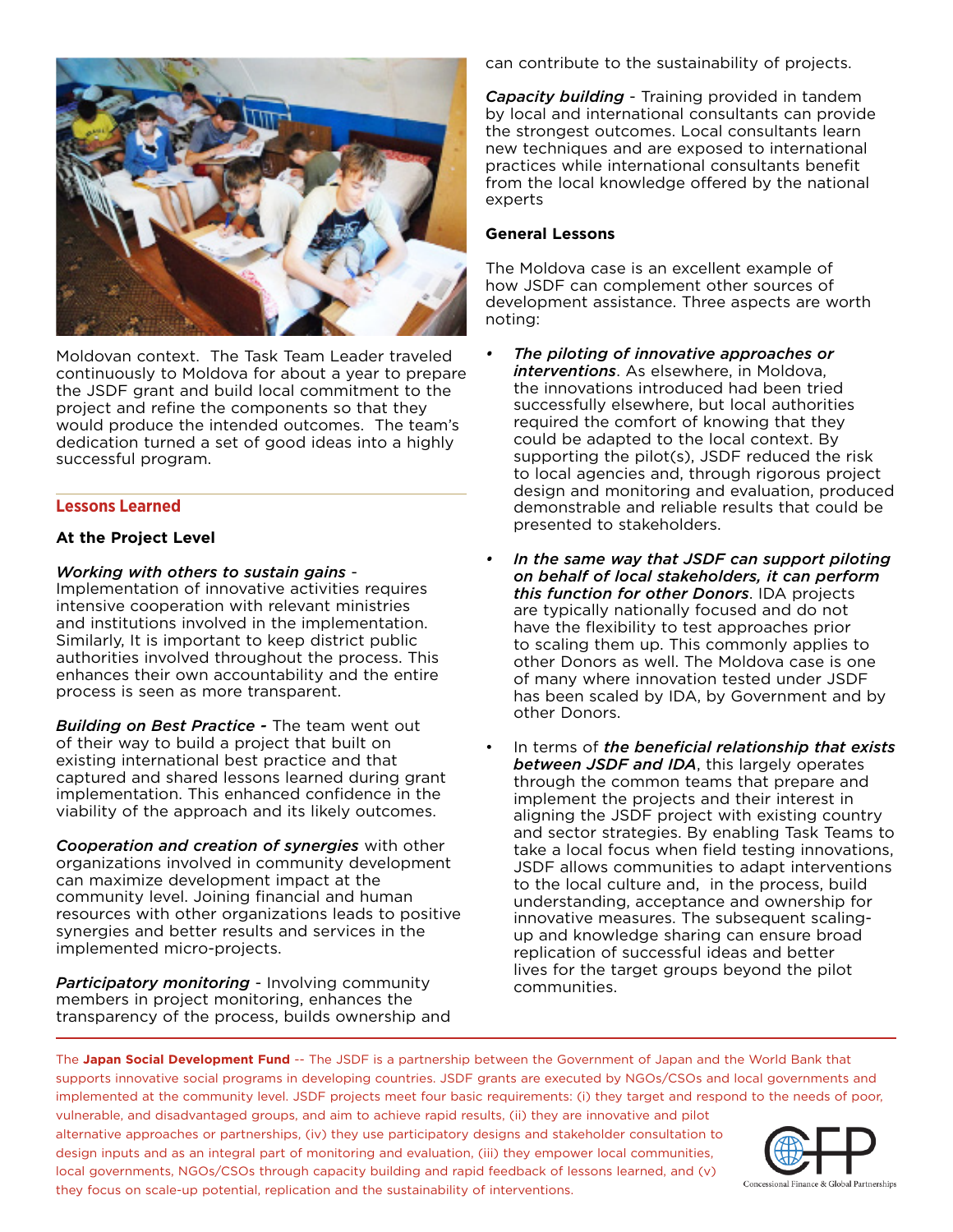Moldovan context. The Task Team Leader traveled continuously to Moldova for about a year to prepare the JSDF grant and build local commitment to the project and refine the components so that they would produce the intended outcomes. The team's dedication turned a set of good ideas into a highly successful program.

## Lessons Learned

### At the Project Level

*Working with others to sustain gains* - Implementation of innovative activities requires intensive cooperation with relevant ministries and institutions involved in the implementation. Similarly, It is important to keep district public authorities involved throughout the process. This enhances their own accountability and the entire process is seen as more transparent.

***Building on Best Practice -*** The team went out of their way to build a project that built on existing international best practice and that captured and shared lessons learned during grant implementation. This enhanced confidence in the viability of the approach and its likely outcomes.

*Cooperation and creation of synergies* with other organizations involved in community development can maximize development impact at the community level. Joining financial and human resources with other organizations leads to positive synergies and better results and services in the implemented micro-projects.

*Participatory monitoring* - Involving community members in project monitoring, enhances the transparency of the process, builds ownership and can contribute to the sustainability of projects.

*Capacity building* - Training provided in tandem by local and international consultants can provide the strongest outcomes. Local consultants learn new techniques and are exposed to international practices while international consultants benefit from the local knowledge offered by the national experts

### General Lessons

The Moldova case is an excellent example of how JSDF can complement other sources of development assistance. Three aspects are worth noting:

- ***The piloting of innovative approaches or interventions***. As elsewhere, in Moldova, the innovations introduced had been tried successfully elsewhere, but local authorities required the comfort of knowing that they could be adapted to the local context. By supporting the pilot(s), JSDF reduced the risk to local agencies and, through rigorous project design and monitoring and evaluation, produced demonstrable and reliable results that could be presented to stakeholders.
- ***In the same way that JSDF can support piloting on behalf of local stakeholders, it can perform this function for other Donors***. IDA projects are typically nationally focused and do not have the flexibility to test approaches prior to scaling them up. This commonly applies to other Donors as well. The Moldova case is one of many where innovation tested under JSDF has been scaled by IDA, by Government and by other Donors.
- In terms of ***the beneficial relationship that exists between JSDF and IDA***, this largely operates through the common teams that prepare and implement the projects and their interest in aligning the JSDF project with existing country and sector strategies. By enabling Task Teams to take a local focus when field testing innovations, JSDF allows communities to adapt interventions to the local culture and, in the process, build understanding, acceptance and ownership for innovative measures. The subsequent scaling-up and knowledge sharing can ensure broad replication of successful ideas and better lives for the target groups beyond the pilot communities.

---

The **Japan Social Development Fund** -- The JSDF is a partnership between the Government of Japan and the World Bank that supports innovative social programs in developing countries. JSDF grants are executed by NGOs/CSOs and local governments and implemented at the community level. JSDF projects meet four basic requirements: (i) they target and respond to the needs of poor, vulnerable, and disadvantaged groups, and aim to achieve rapid results, (ii) they are innovative and pilot alternative approaches or partnerships, (iv) they use participatory designs and stakeholder consultation to design inputs and as an integral part of monitoring and evaluation, (iii) they empower local communities, local governments, NGOs/CSOs through capacity building and rapid feedback of lessons learned, and (v) they focus on scale-up potential, replication and the sustainability of interventions.

CFP
Concessional Finance & Global Partnerships